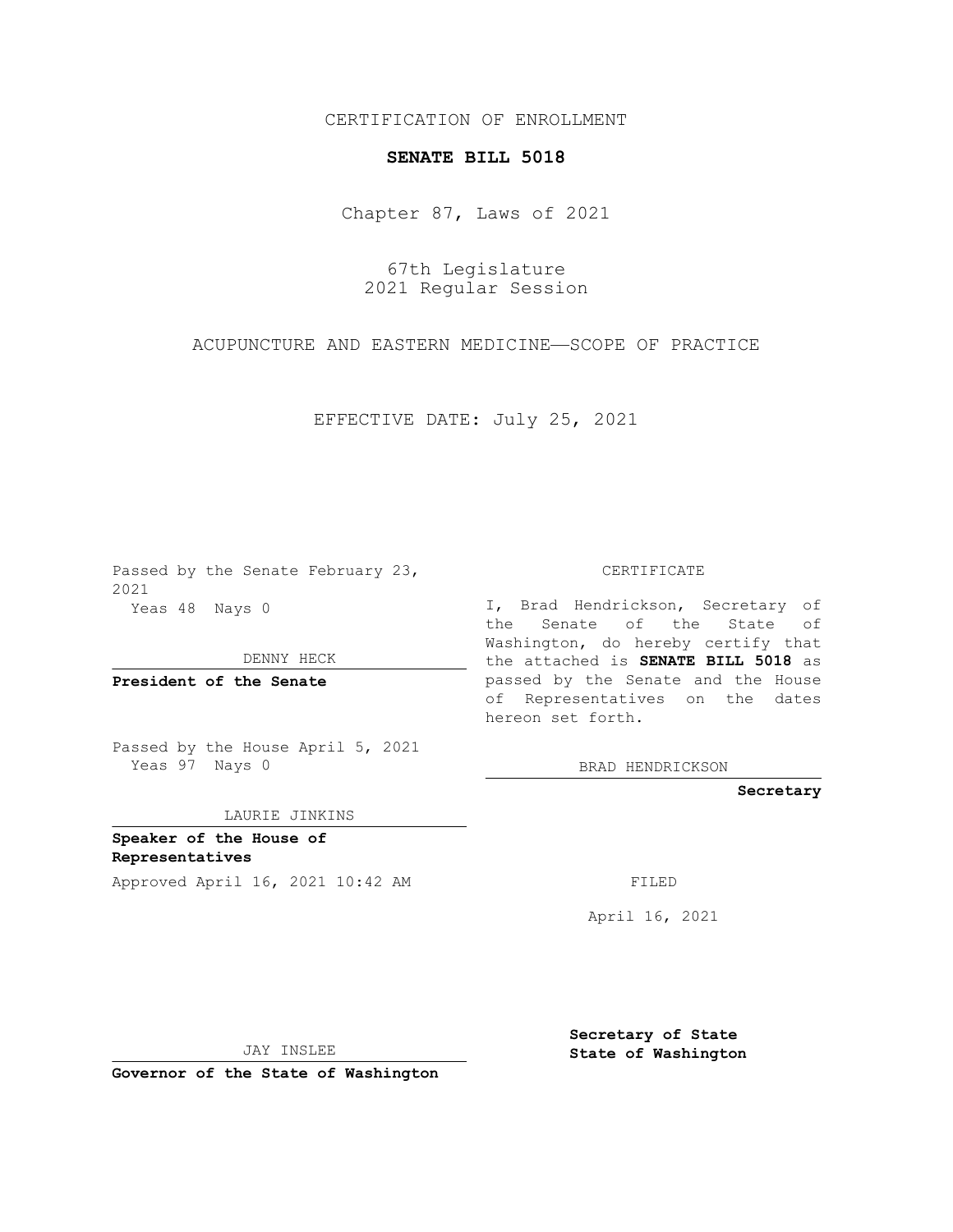CERTIFICATION OF ENROLLMENT

**SENATE BILL 5018**

Chapter 87, Laws of 2021

67th Legislature
2021 Regular Session

ACUPUNCTURE AND EASTERN MEDICINE—SCOPE OF PRACTICE

EFFECTIVE DATE: July 25, 2021

Passed by the Senate February 23, 2021
Yeas 48 Nays 0

DENNY HECK

**President of the Senate**

Passed by the House April 5, 2021
Yeas 97 Nays 0

LAURIE JINKINS

**Speaker of the House of Representatives**

Approved April 16, 2021 10:42 AM

JAY INSLEE

**Governor of the State of Washington**

CERTIFICATE

I, Brad Hendrickson, Secretary of the Senate of the State of Washington, do hereby certify that the attached is **SENATE BILL 5018** as passed by the Senate and the House of Representatives on the dates hereon set forth.

BRAD HENDRICKSON

**Secretary**

FILED

April 16, 2021

**Secretary of State**
**State of Washington**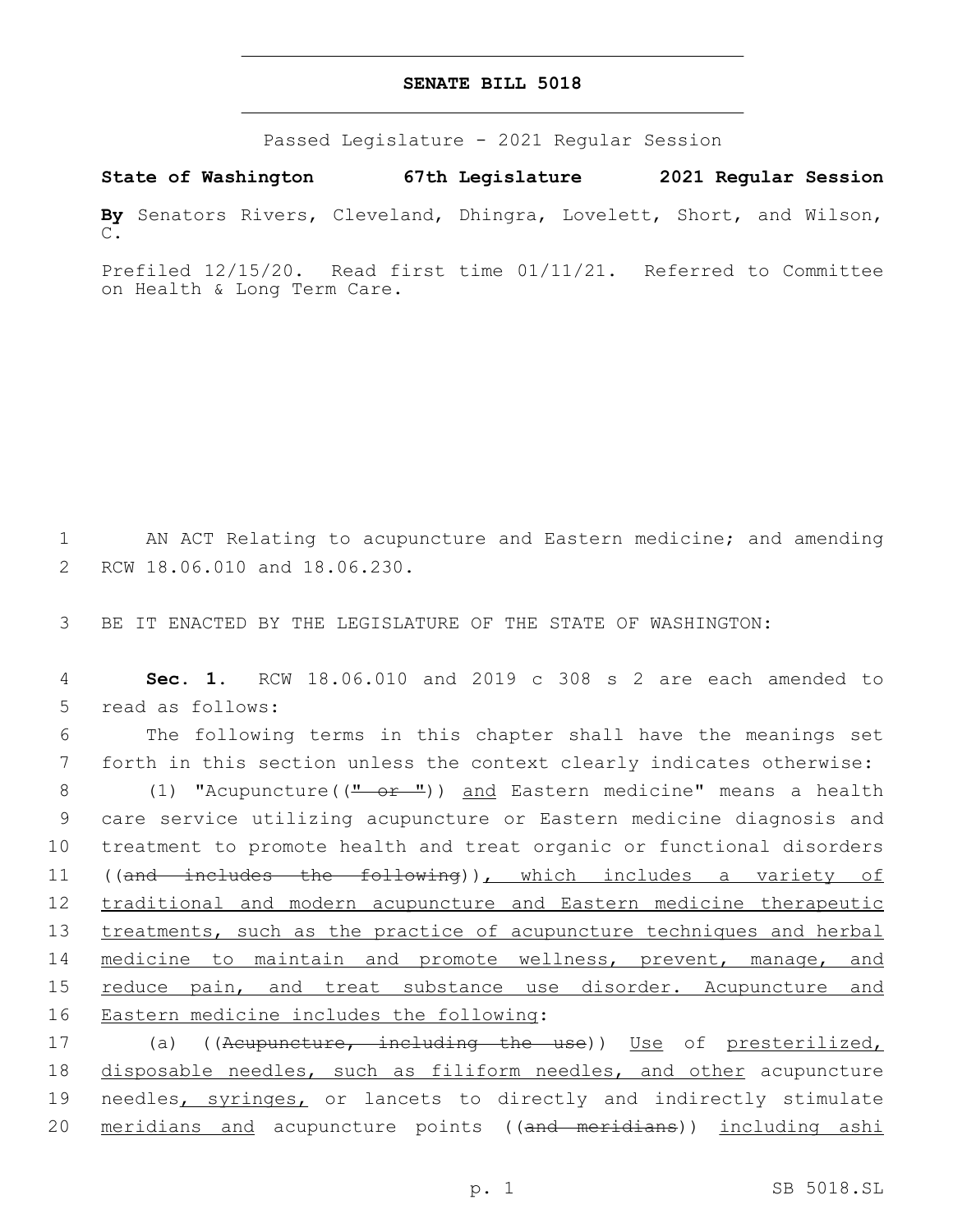# SENATE BILL 5018

Passed Legislature - 2021 Regular Session

**State of Washington 67th Legislature 2021 Regular Session**

**By** Senators Rivers, Cleveland, Dhingra, Lovelett, Short, and Wilson, C.

Prefiled 12/15/20. Read first time 01/11/21. Referred to Committee on Health & Long Term Care.

1 AN ACT Relating to acupuncture and Eastern medicine; and amending
2 RCW 18.06.010 and 18.06.230.

3 BE IT ENACTED BY THE LEGISLATURE OF THE STATE OF WASHINGTON:

4 **Sec. 1.** RCW 18.06.010 and 2019 c 308 s 2 are each amended to
5 read as follows:

6 The following terms in this chapter shall have the meanings set
7 forth in this section unless the context clearly indicates otherwise:

8 (1) "Acupuncture((~~" or "~~)) <u>and</u> Eastern medicine" means a health
9 care service utilizing acupuncture or Eastern medicine diagnosis and
10 treatment to promote health and treat organic or functional disorders
11 ((~~and includes the following~~))<u>, which includes a variety of</u>
12 <u>traditional and modern acupuncture and Eastern medicine therapeutic</u>
13 <u>treatments, such as the practice of acupuncture techniques and herbal</u>
14 <u>medicine to maintain and promote wellness, prevent, manage, and</u>
15 <u>reduce pain, and treat substance use disorder. Acupuncture and</u>
16 <u>Eastern medicine includes the following</u>:

17 (a) ((~~Acupuncture, including the use~~)) <u>Use</u> of <u>presterilized,</u>
18 <u>disposable needles, such as filiform needles, and other</u> acupuncture
19 needles<u>, syringes,</u> or lancets to directly and indirectly stimulate
20 <u>meridians and</u> acupuncture points ((~~and meridians~~)) <u>including ashi</u>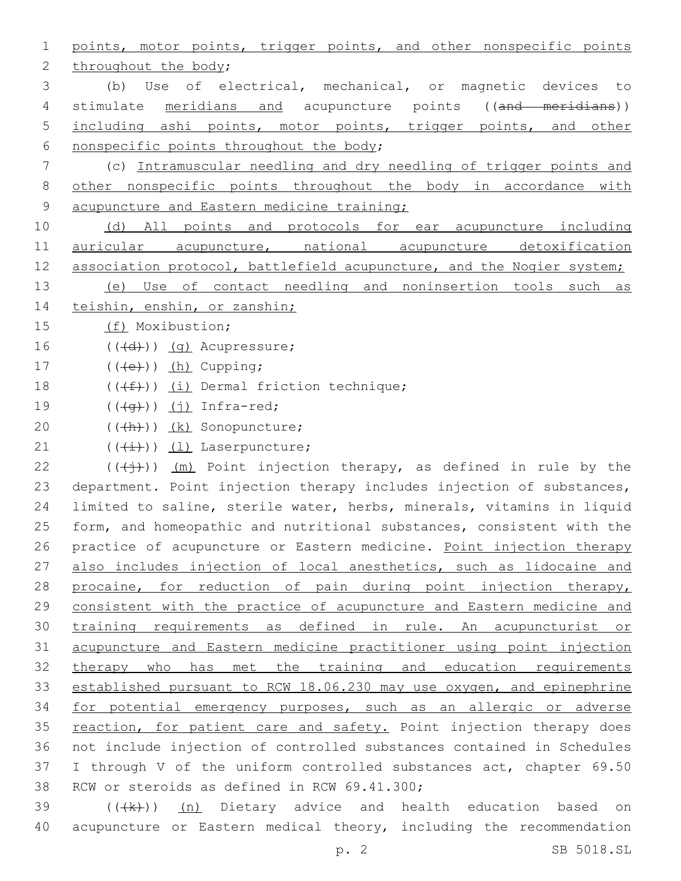points, motor points, trigger points, and other nonspecific points throughout the body;

(b) Use of electrical, mechanical, or magnetic devices to stimulate meridians and acupuncture points ((and meridians)) including ashi points, motor points, trigger points, and other nonspecific points throughout the body;

(c) Intramuscular needling and dry needling of trigger points and other nonspecific points throughout the body in accordance with acupuncture and Eastern medicine training;

(d) All points and protocols for ear acupuncture including auricular acupuncture, national acupuncture detoxification association protocol, battlefield acupuncture, and the Nogier system;

(e) Use of contact needling and noninsertion tools such as teishin, enshin, or zanshin;

(f) Moxibustion;

(((d))) (g) Acupressure;

(((e))) (h) Cupping;

(((f))) (i) Dermal friction technique;

(((g))) (j) Infra-red;

(((h))) (k) Sonopuncture;

(((i))) (l) Laserpuncture;

(((j))) (m) Point injection therapy, as defined in rule by the department. Point injection therapy includes injection of substances, limited to saline, sterile water, herbs, minerals, vitamins in liquid form, and homeopathic and nutritional substances, consistent with the practice of acupuncture or Eastern medicine. Point injection therapy also includes injection of local anesthetics, such as lidocaine and procaine, for reduction of pain during point injection therapy, consistent with the practice of acupuncture and Eastern medicine and training requirements as defined in rule. An acupuncturist or acupuncture and Eastern medicine practitioner using point injection therapy who has met the training and education requirements established pursuant to RCW 18.06.230 may use oxygen, and epinephrine for potential emergency purposes, such as an allergic or adverse reaction, for patient care and safety. Point injection therapy does not include injection of controlled substances contained in Schedules I through V of the uniform controlled substances act, chapter 69.50 RCW or steroids as defined in RCW 69.41.300;

(((k))) (n) Dietary advice and health education based on acupuncture or Eastern medical theory, including the recommendation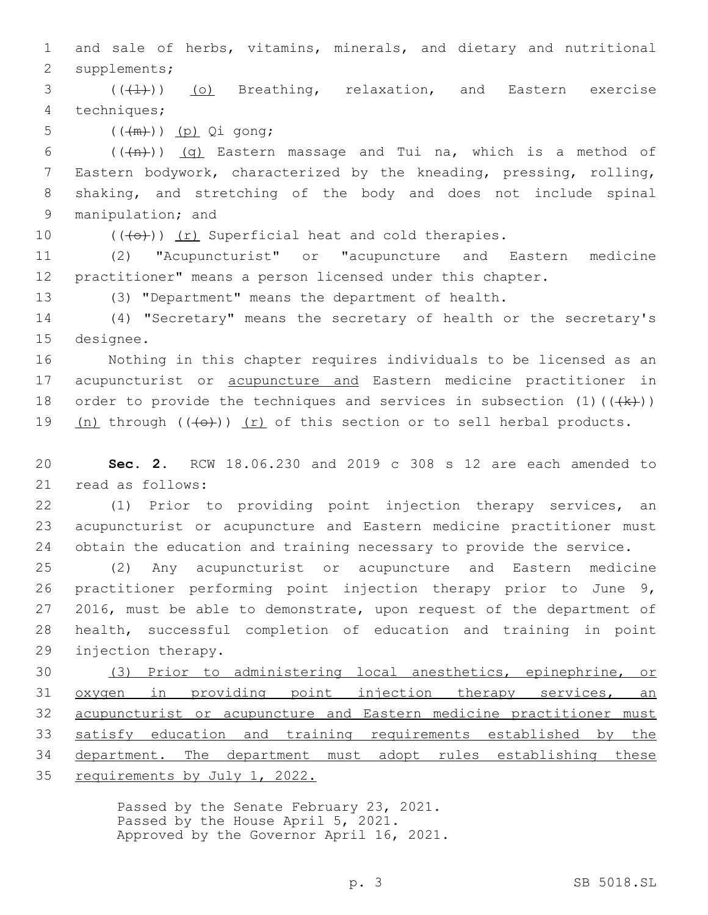and sale of herbs, vitamins, minerals, and dietary and nutritional supplements;

((~~(l)~~)) <u>(o)</u> Breathing, relaxation, and Eastern exercise techniques;

((~~(m)~~)) <u>(p)</u> Qi gong;

((~~(n)~~)) <u>(q)</u> Eastern massage and Tui na, which is a method of Eastern bodywork, characterized by the kneading, pressing, rolling, shaking, and stretching of the body and does not include spinal manipulation; and

((~~(o)~~)) <u>(r)</u> Superficial heat and cold therapies.

(2) "Acupuncturist" or "acupuncture and Eastern medicine practitioner" means a person licensed under this chapter.

(3) "Department" means the department of health.

(4) "Secretary" means the secretary of health or the secretary's designee.

Nothing in this chapter requires individuals to be licensed as an acupuncturist or <u>acupuncture and</u> Eastern medicine practitioner in order to provide the techniques and services in subsection (1)((~~(k)~~)) <u>(n)</u> through ((~~(o)~~)) <u>(r)</u> of this section or to sell herbal products.

**Sec. 2.** RCW 18.06.230 and 2019 c 308 s 12 are each amended to read as follows:

(1) Prior to providing point injection therapy services, an acupuncturist or acupuncture and Eastern medicine practitioner must obtain the education and training necessary to provide the service.

(2) Any acupuncturist or acupuncture and Eastern medicine practitioner performing point injection therapy prior to June 9, 2016, must be able to demonstrate, upon request of the department of health, successful completion of education and training in point injection therapy.

<u>(3) Prior to administering local anesthetics, epinephrine, or oxygen in providing point injection therapy services, an acupuncturist or acupuncture and Eastern medicine practitioner must satisfy education and training requirements established by the department. The department must adopt rules establishing these requirements by July 1, 2022.</u>

Passed by the Senate February 23, 2021.
Passed by the House April 5, 2021.
Approved by the Governor April 16, 2021.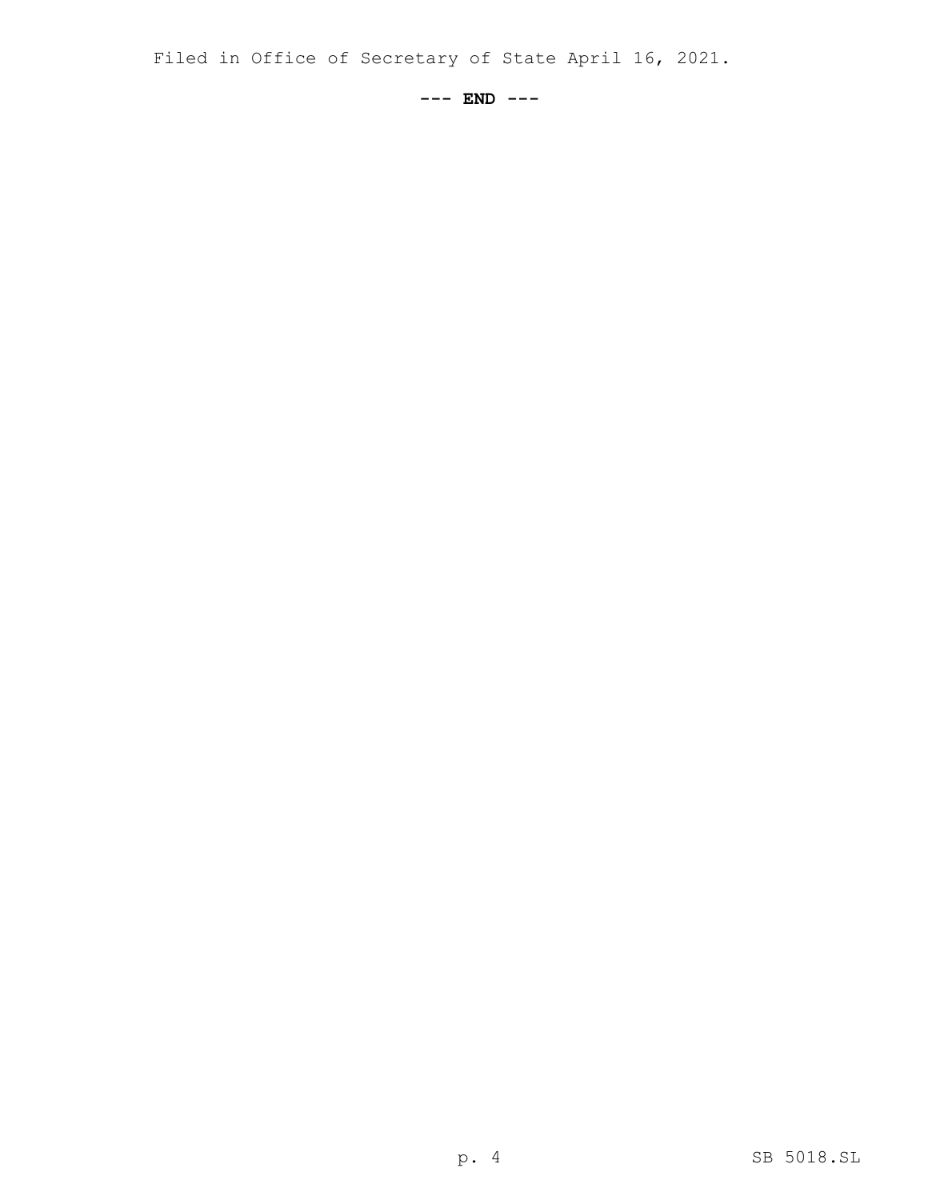Filed in Office of Secretary of State April 16, 2021.

**--- END ---**